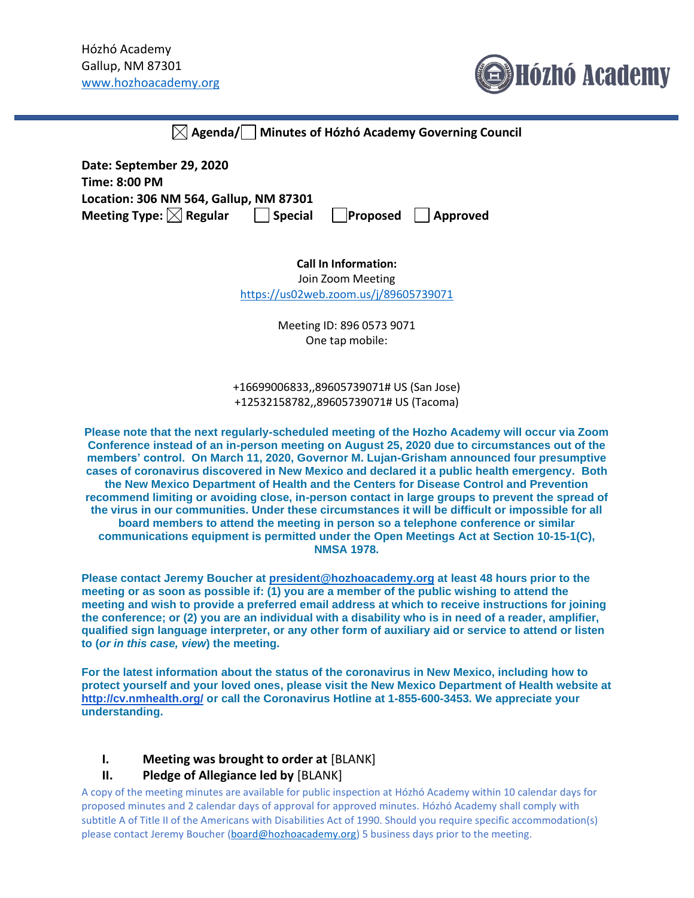Hózhó Academy
Gallup, NM 87301
www.hozhoacademy.org

Hózhó Academy

**☒ Agenda/☐ Minutes of Hózhó Academy Governing Council**

**Date: September 29, 2020**
**Time: 8:00 PM**
**Location: 306 NM 564, Gallup, NM 87301**
**Meeting Type: ☒ Regular ☐ Special ☐ Proposed ☐ Approved**

**Call In Information:**
Join Zoom Meeting
https://us02web.zoom.us/j/89605739071

Meeting ID: 896 0573 9071
One tap mobile:

+16699006833,,89605739071# US (San Jose)
+12532158782,,89605739071# US (Tacoma)

**Please note that the next regularly-scheduled meeting of the Hozho Academy will occur via Zoom Conference instead of an in-person meeting on August 25, 2020 due to circumstances out of the members' control. On March 11, 2020, Governor M. Lujan-Grisham announced four presumptive cases of coronavirus discovered in New Mexico and declared it a public health emergency. Both the New Mexico Department of Health and the Centers for Disease Control and Prevention recommend limiting or avoiding close, in-person contact in large groups to prevent the spread of the virus in our communities. Under these circumstances it will be difficult or impossible for all board members to attend the meeting in person so a telephone conference or similar communications equipment is permitted under the Open Meetings Act at Section 10-15-1(C), NMSA 1978.**

**Please contact Jeremy Boucher at president@hozhoacademy.org at least 48 hours prior to the meeting or as soon as possible if: (1) you are a member of the public wishing to attend the meeting and wish to provide a preferred email address at which to receive instructions for joining the conference; or (2) you are an individual with a disability who is in need of a reader, amplifier, qualified sign language interpreter, or any other form of auxiliary aid or service to attend or listen to (*or in this case, view*) the meeting.**

**For the latest information about the status of the coronavirus in New Mexico, including how to protect yourself and your loved ones, please visit the New Mexico Department of Health website at http://cv.nmhealth.org/ or call the Coronavirus Hotline at 1-855-600-3453. We appreciate your understanding.**

I. **Meeting was brought to order at** [BLANK]
II. **Pledge of Allegiance led by** [BLANK]

A copy of the meeting minutes are available for public inspection at Hózhó Academy within 10 calendar days for proposed minutes and 2 calendar days of approval for approved minutes. Hózhó Academy shall comply with subtitle A of Title II of the Americans with Disabilities Act of 1990. Should you require specific accommodation(s) please contact Jeremy Boucher (board@hozhoacademy.org) 5 business days prior to the meeting.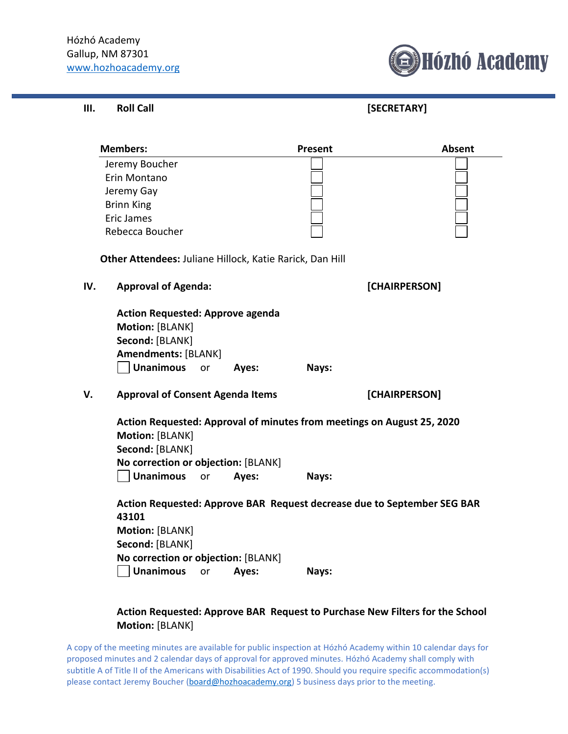Hózhó Academy
Gallup, NM 87301
www.hozhoacademy.org

**III. Roll Call** **[SECRETARY]**

| Members: | Present | Absent |
|---|---|---|
| Jeremy Boucher | ☐ | ☐ |
| Erin Montano | ☐ | ☐ |
| Jeremy Gay | ☐ | ☐ |
| Brinn King | ☐ | ☐ |
| Eric James | ☐ | ☐ |
| Rebecca Boucher | ☐ | ☐ |

**Other Attendees:** Juliane Hillock, Katie Rarick, Dan Hill

**IV. Approval of Agenda:** **[CHAIRPERSON]**

**Action Requested: Approve agenda**
**Motion:** [BLANK]
**Second:** [BLANK]
**Amendments:** [BLANK]
☐ **Unanimous** or **Ayes:** **Nays:**

**V. Approval of Consent Agenda Items** **[CHAIRPERSON]**

**Action Requested: Approval of minutes from meetings on August 25, 2020**
**Motion:** [BLANK]
**Second:** [BLANK]
**No correction or objection:** [BLANK]
☐ **Unanimous** or **Ayes:** **Nays:**

**Action Requested: Approve BAR Request decrease due to September SEG BAR 43101**
**Motion:** [BLANK]
**Second:** [BLANK]
**No correction or objection:** [BLANK]
☐ **Unanimous** or **Ayes:** **Nays:**

**Action Requested: Approve BAR Request to Purchase New Filters for the School**
**Motion:** [BLANK]

A copy of the meeting minutes are available for public inspection at Hózhó Academy within 10 calendar days for proposed minutes and 2 calendar days of approval for approved minutes. Hózhó Academy shall comply with subtitle A of Title II of the Americans with Disabilities Act of 1990. Should you require specific accommodation(s) please contact Jeremy Boucher (board@hozhoacademy.org) 5 business days prior to the meeting.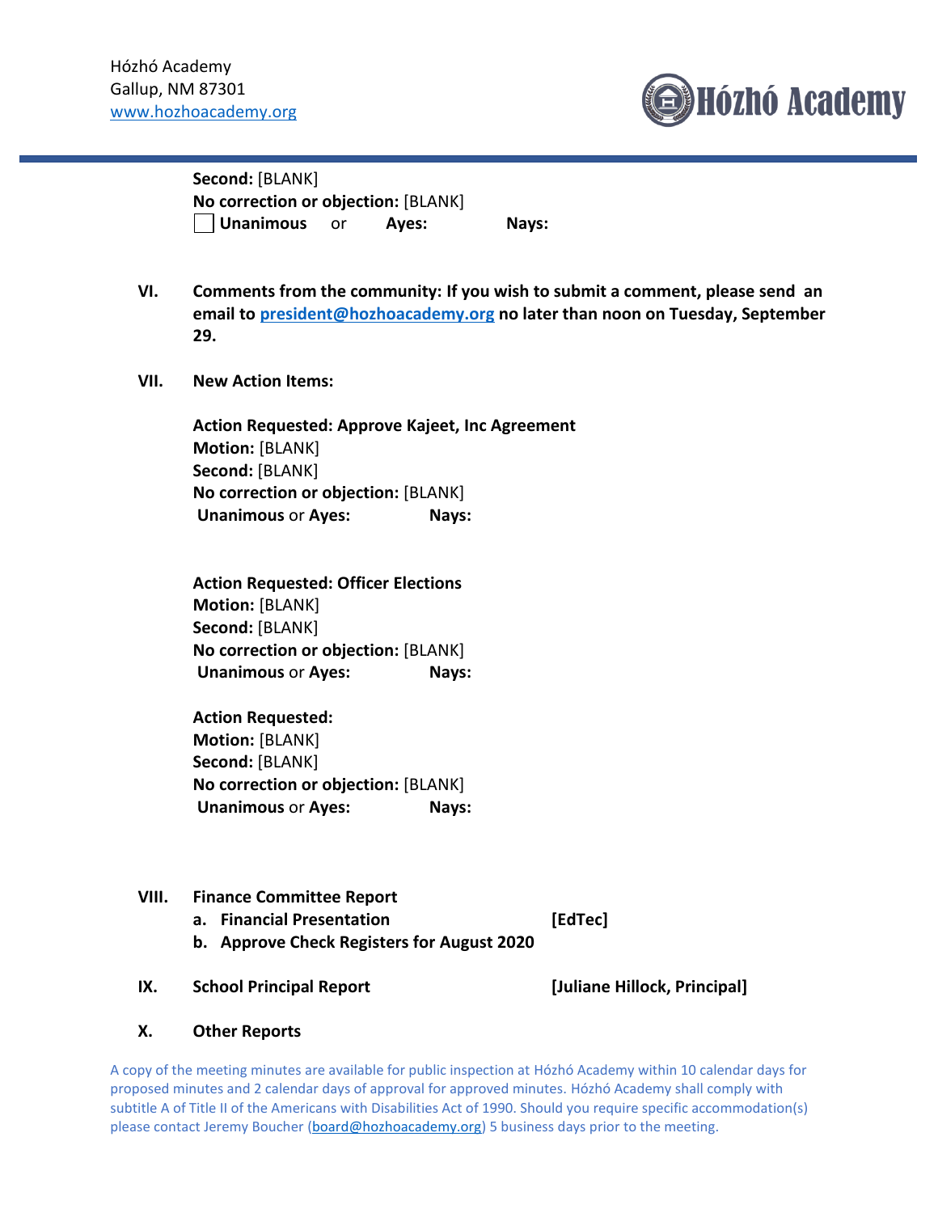**Second:** [BLANK]
**No correction or objection:** [BLANK]
☐ **Unanimous** or **Ayes:** **Nays:**

**VI. Comments from the community: If you wish to submit a comment, please send an email to [president@hozhoacademy.org](mailto:president@hozhoacademy.org) no later than noon on Tuesday, September 29.**

**VII. New Action Items:**

**Action Requested: Approve Kajeet, Inc Agreement**
**Motion:** [BLANK]
**Second:** [BLANK]
**No correction or objection:** [BLANK]
**Unanimous** or **Ayes:** **Nays:**

**Action Requested: Officer Elections**
**Motion:** [BLANK]
**Second:** [BLANK]
**No correction or objection:** [BLANK]
**Unanimous** or **Ayes:** **Nays:**

**Action Requested:**
**Motion:** [BLANK]
**Second:** [BLANK]
**No correction or objection:** [BLANK]
**Unanimous** or **Ayes:** **Nays:**

**VIII. Finance Committee Report**

a. **Financial Presentation** **[EdTec]**
b. **Approve Check Registers for August 2020**

**IX. School Principal Report** **[Juliane Hillock, Principal]**

**X. Other Reports**

A copy of the meeting minutes are available for public inspection at Hózhó Academy within 10 calendar days for proposed minutes and 2 calendar days of approval for approved minutes. Hózhó Academy shall comply with subtitle A of Title II of the Americans with Disabilities Act of 1990. Should you require specific accommodation(s) please contact Jeremy Boucher ([board@hozhoacademy.org](mailto:board@hozhoacademy.org)) 5 business days prior to the meeting.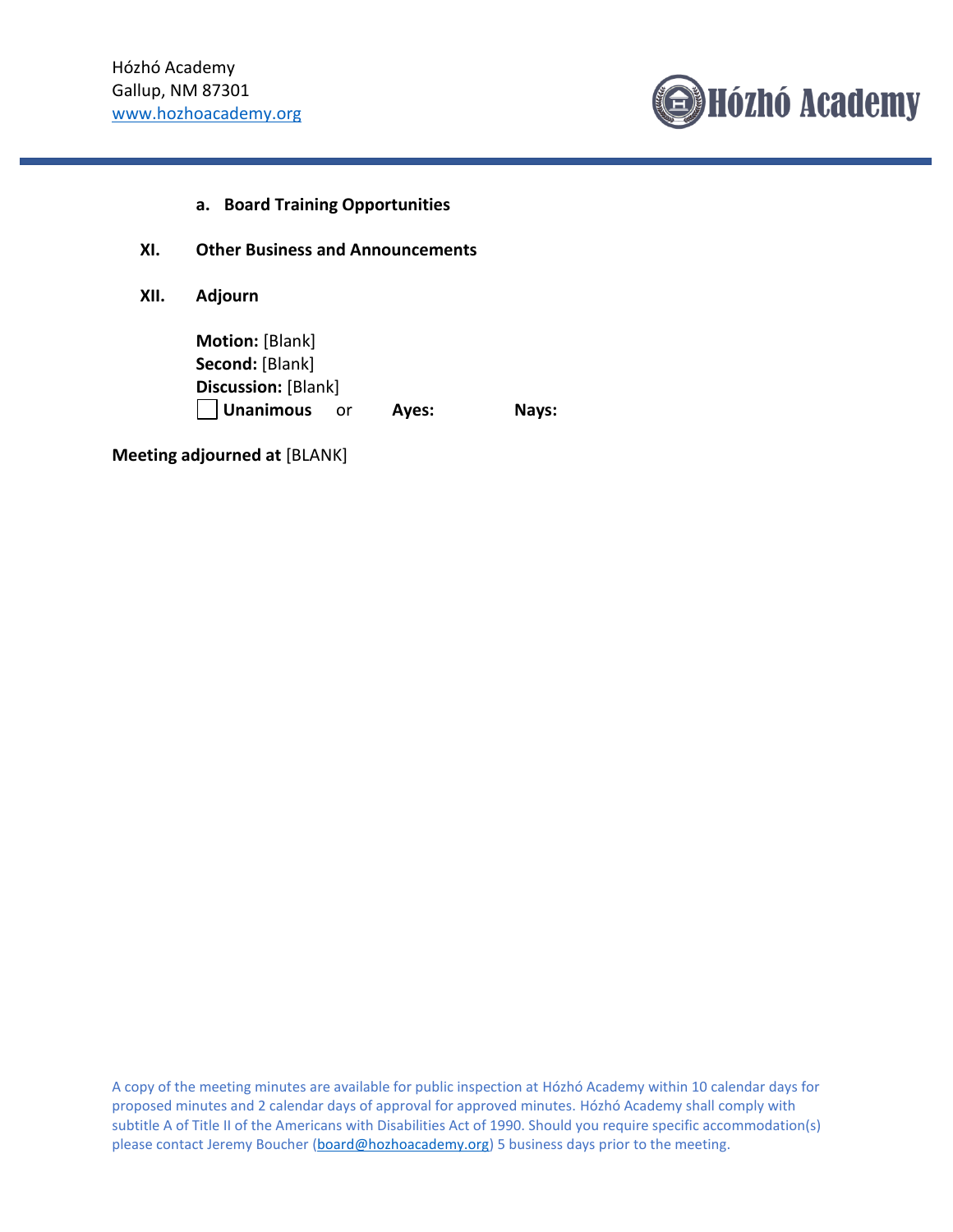Hózhó Academy
Gallup, NM 87301
www.hozhoacademy.org

a. **Board Training Opportunities**

**XI. Other Business and Announcements**

**XII. Adjourn**

**Motion:** [Blank]
**Second:** [Blank]
**Discussion:** [Blank]
☐ **Unanimous** or **Ayes:** **Nays:**

**Meeting adjourned at** [BLANK]

A copy of the meeting minutes are available for public inspection at Hózhó Academy within 10 calendar days for proposed minutes and 2 calendar days of approval for approved minutes. Hózhó Academy shall comply with subtitle A of Title II of the Americans with Disabilities Act of 1990. Should you require specific accommodation(s) please contact Jeremy Boucher (board@hozhoacademy.org) 5 business days prior to the meeting.